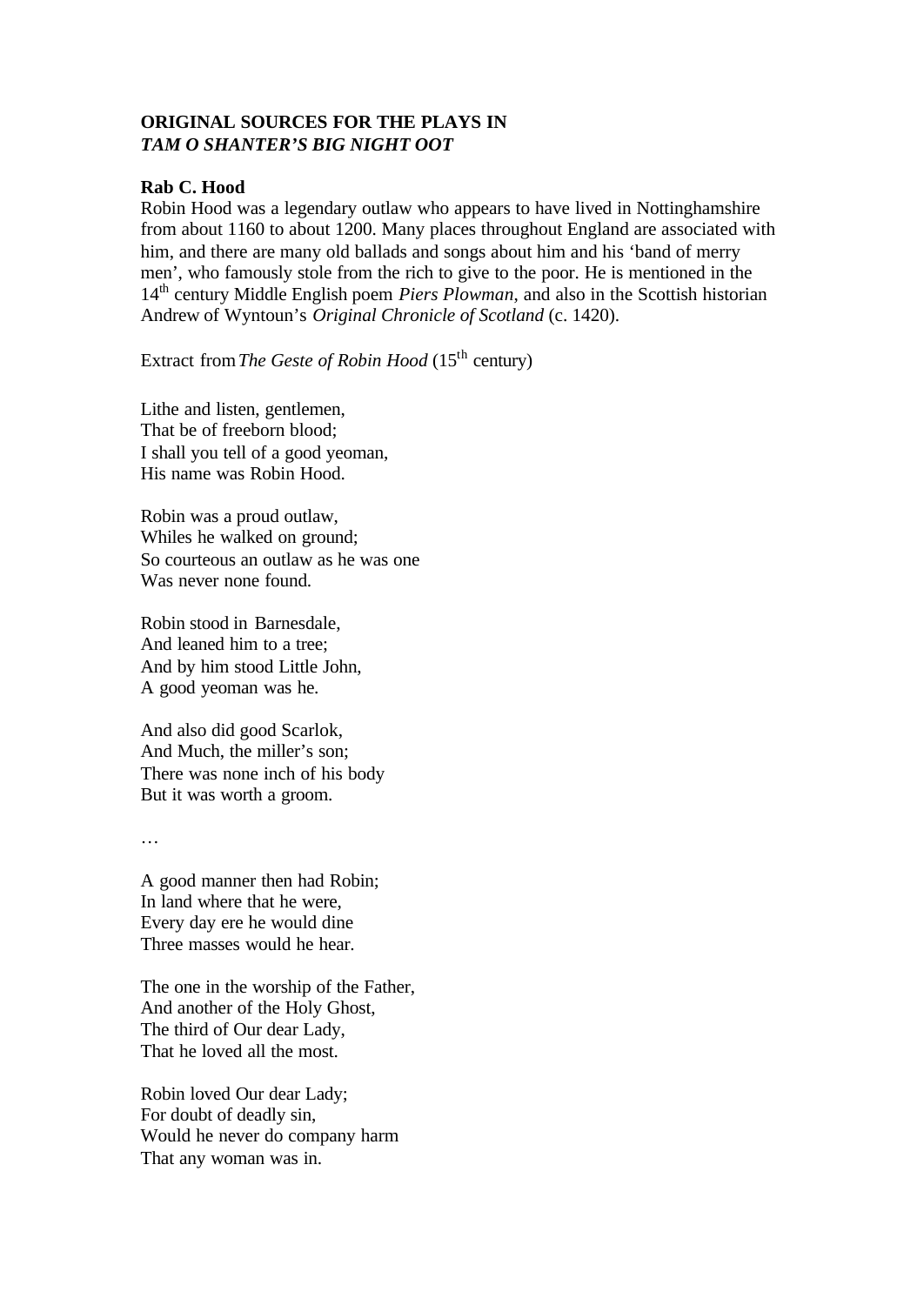# ORIGINAL SOURCES FOR THE PLAYS IN *TAM O SHANTER'S BIG NIGHT OOT*

## Rab C. Hood

Robin Hood was a legendary outlaw who appears to have lived in Nottinghamshire from about 1160 to about 1200. Many places throughout England are associated with him, and there are many old ballads and songs about him and his 'band of merry men', who famously stole from the rich to give to the poor. He is mentioned in the 14th century Middle English poem *Piers Plowman*, and also in the Scottish historian Andrew of Wyntoun's *Original Chronicle of Scotland* (c. 1420).

Extract from *The Geste of Robin Hood* (15th century)

Lithe and listen, gentlemen,  
That be of freeborn blood;  
I shall you tell of a good yeoman,  
His name was Robin Hood.

Robin was a proud outlaw,  
Whiles he walked on ground;  
So courteous an outlaw as he was one  
Was never none found.

Robin stood in Barnesdale,  
And leaned him to a tree;  
And by him stood Little John,  
A good yeoman was he.

And also did good Scarlok,  
And Much, the miller's son;  
There was none inch of his body  
But it was worth a groom.

…

A good manner then had Robin;  
In land where that he were,  
Every day ere he would dine  
Three masses would he hear.

The one in the worship of the Father,  
And another of the Holy Ghost,  
The third of Our dear Lady,  
That he loved all the most.

Robin loved Our dear Lady;  
For doubt of deadly sin,  
Would he never do company harm  
That any woman was in.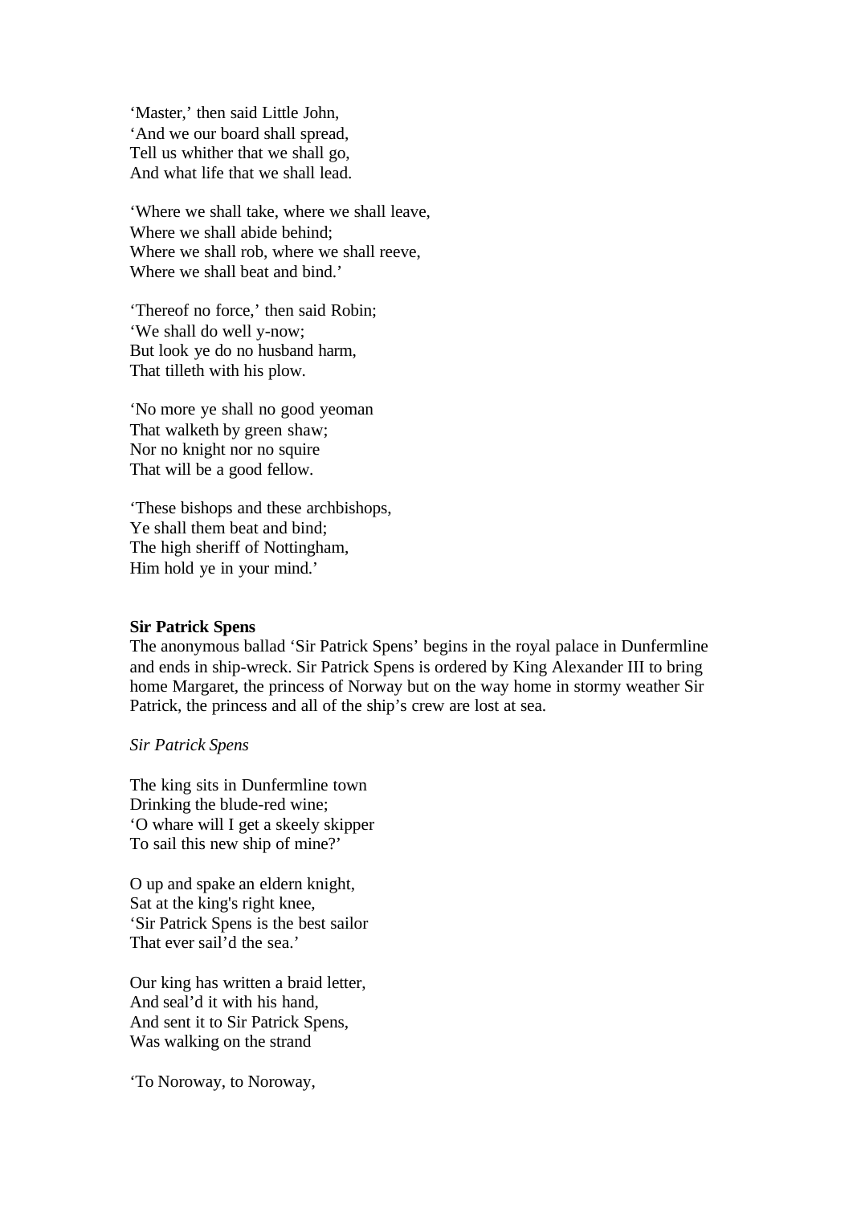'Master,' then said Little John,
'And we our board shall spread,
Tell us whither that we shall go,
And what life that we shall lead.

'Where we shall take, where we shall leave,
Where we shall abide behind;
Where we shall rob, where we shall reeve,
Where we shall beat and bind.'

'Thereof no force,' then said Robin;
'We shall do well y-now;
But look ye do no husband harm,
That tilleth with his plow.

'No more ye shall no good yeoman
That walketh by green shaw;
Nor no knight nor no squire
That will be a good fellow.

'These bishops and these archbishops,
Ye shall them beat and bind;
The high sheriff of Nottingham,
Him hold ye in your mind.'

**Sir Patrick Spens**

The anonymous ballad 'Sir Patrick Spens' begins in the royal palace in Dunfermline and ends in ship-wreck. Sir Patrick Spens is ordered by King Alexander III to bring home Margaret, the princess of Norway but on the way home in stormy weather Sir Patrick, the princess and all of the ship's crew are lost at sea.

*Sir Patrick Spens*

The king sits in Dunfermline town
Drinking the blude-red wine;
'O whare will I get a skeely skipper
To sail this new ship of mine?'

O up and spake an eldern knight,
Sat at the king's right knee,
'Sir Patrick Spens is the best sailor
That ever sail'd the sea.'

Our king has written a braid letter,
And seal'd it with his hand,
And sent it to Sir Patrick Spens,
Was walking on the strand

'To Noroway, to Noroway,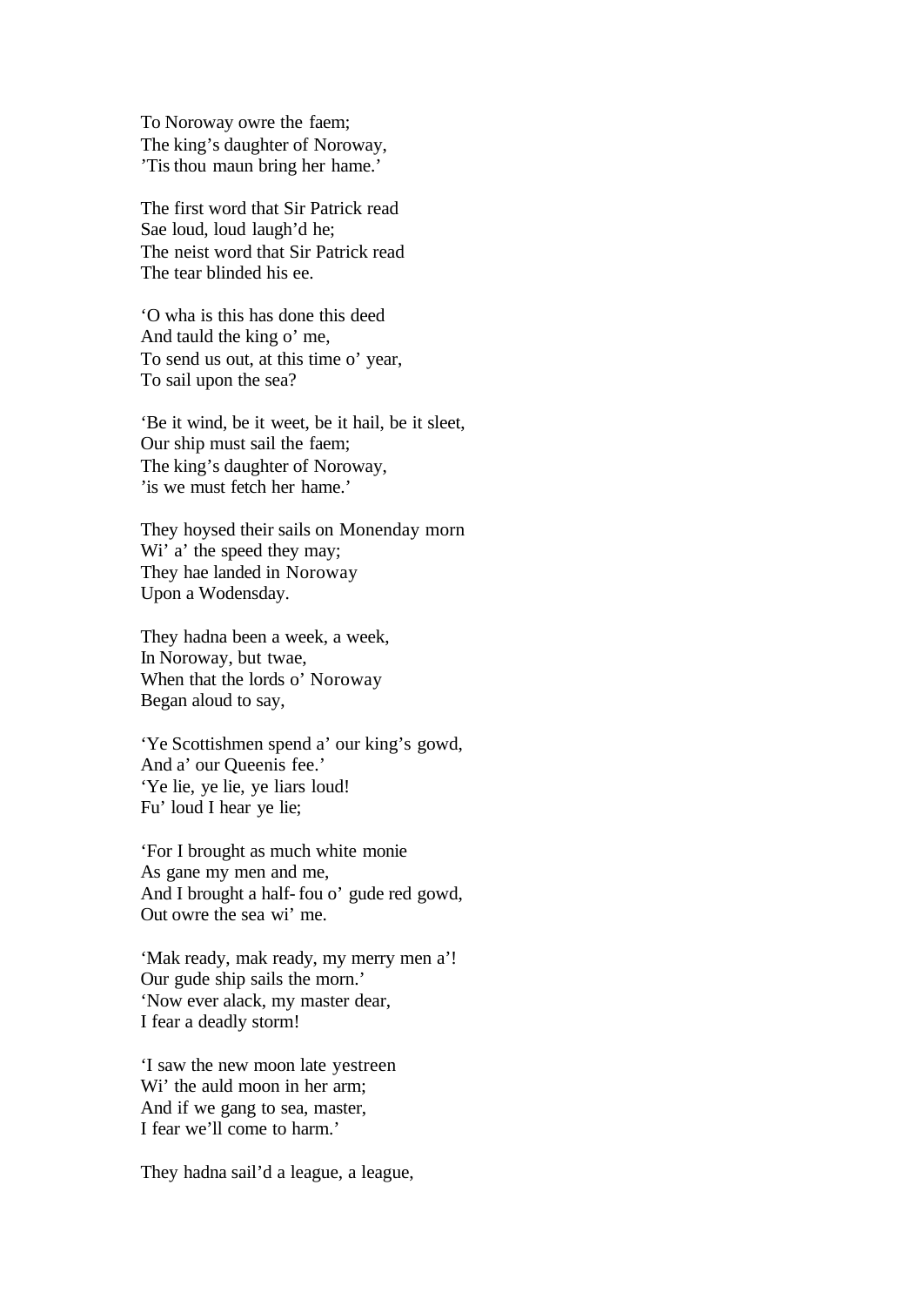To Noroway owre the faem;
The king's daughter of Noroway,
'Tis thou maun bring her hame.'

The first word that Sir Patrick read
Sae loud, loud laugh'd he;
The neist word that Sir Patrick read
The tear blinded his ee.

'O wha is this has done this deed
And tauld the king o' me,
To send us out, at this time o' year,
To sail upon the sea?

'Be it wind, be it weet, be it hail, be it sleet,
Our ship must sail the faem;
The king's daughter of Noroway,
'is we must fetch her hame.'

They hoysed their sails on Monenday morn
Wi' a' the speed they may;
They hae landed in Noroway
Upon a Wodensday.

They hadna been a week, a week,
In Noroway, but twae,
When that the lords o' Noroway
Began aloud to say,

'Ye Scottishmen spend a' our king's gowd,
And a' our Queenis fee.'
'Ye lie, ye lie, ye liars loud!
Fu' loud I hear ye lie;

'For I brought as much white monie
As gane my men and me,
And I brought a half- fou o' gude red gowd,
Out owre the sea wi' me.

'Mak ready, mak ready, my merry men a'!
Our gude ship sails the morn.'
'Now ever alack, my master dear,
I fear a deadly storm!

'I saw the new moon late yestreen
Wi' the auld moon in her arm;
And if we gang to sea, master,
I fear we'll come to harm.'

They hadna sail'd a league, a league,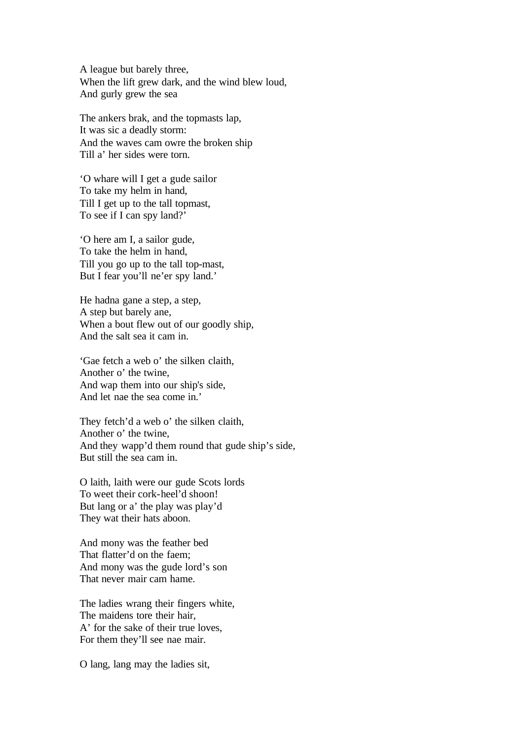A league but barely three,
When the lift grew dark, and the wind blew loud,
And gurly grew the sea

The ankers brak, and the topmasts lap,
It was sic a deadly storm:
And the waves cam owre the broken ship
Till a' her sides were torn.

'O whare will I get a gude sailor
To take my helm in hand,
Till I get up to the tall topmast,
To see if I can spy land?'

'O here am I, a sailor gude,
To take the helm in hand,
Till you go up to the tall top-mast,
But I fear you'll ne'er spy land.'

He hadna gane a step, a step,
A step but barely ane,
When a bout flew out of our goodly ship,
And the salt sea it cam in.

'Gae fetch a web o' the silken claith,
Another o' the twine,
And wap them into our ship's side,
And let nae the sea come in.'

They fetch'd a web o' the silken claith,
Another o' the twine,
And they wapp'd them round that gude ship's side,
But still the sea cam in.

O laith, laith were our gude Scots lords
To weet their cork-heel'd shoon!
But lang or a' the play was play'd
They wat their hats aboon.

And mony was the feather bed
That flatter'd on the faem;
And mony was the gude lord's son
That never mair cam hame.

The ladies wrang their fingers white,
The maidens tore their hair,
A' for the sake of their true loves,
For them they'll see nae mair.

O lang, lang may the ladies sit,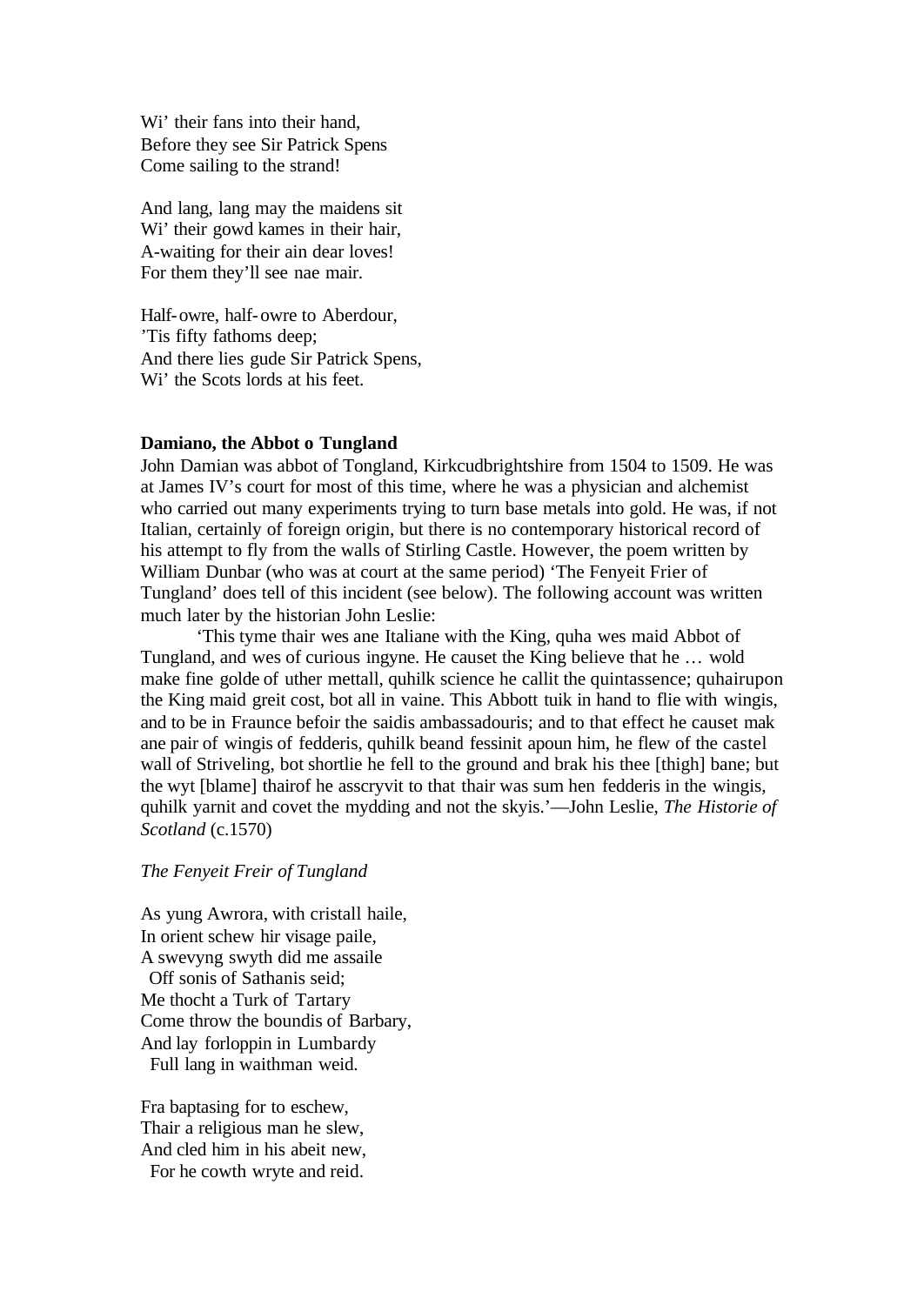Wi' their fans into their hand,
Before they see Sir Patrick Spens
Come sailing to the strand!

And lang, lang may the maidens sit
Wi' their gowd kames in their hair,
A-waiting for their ain dear loves!
For them they'll see nae mair.

Half-owre, half-owre to Aberdour,
'Tis fifty fathoms deep;
And there lies gude Sir Patrick Spens,
Wi' the Scots lords at his feet.

**Damiano, the Abbot o Tungland**

John Damian was abbot of Tongland, Kirkcudbrightshire from 1504 to 1509. He was at James IV's court for most of this time, where he was a physician and alchemist who carried out many experiments trying to turn base metals into gold. He was, if not Italian, certainly of foreign origin, but there is no contemporary historical record of his attempt to fly from the walls of Stirling Castle. However, the poem written by William Dunbar (who was at court at the same period) 'The Fenyeit Frier of Tungland' does tell of this incident (see below). The following account was written much later by the historian John Leslie:

'This tyme thair wes ane Italiane with the King, quha wes maid Abbot of Tungland, and wes of curious ingyne. He causet the King believe that he … wold make fine golde of uther mettall, quhilk science he callit the quintassence; quhairupon the King maid greit cost, bot all in vaine. This Abbott tuik in hand to flie with wingis, and to be in Fraunce befoir the saidis ambassadouris; and to that effect he causet mak ane pair of wingis of fedderis, quhilk beand fessinit apoun him, he flew of the castel wall of Striveling, bot shortlie he fell to the ground and brak his thee [thigh] bane; but the wyt [blame] thairof he asscryvit to that thair was sum hen fedderis in the wingis, quhilk yarnit and covet the mydding and not the skyis.'—John Leslie, *The Historie of Scotland* (c.1570)

*The Fenyeit Freir of Tungland*

As yung Awrora, with cristall haile,
In orient schew hir visage paile,
A swevyng swyth did me assaile
  Off sonis of Sathanis seid;
Me thocht a Turk of Tartary
Come throw the boundis of Barbary,
And lay forloppin in Lumbardy
  Full lang in waithman weid.

Fra baptasing for to eschew,
Thair a religious man he slew,
And cled him in his abeit new,
  For he cowth wryte and reid.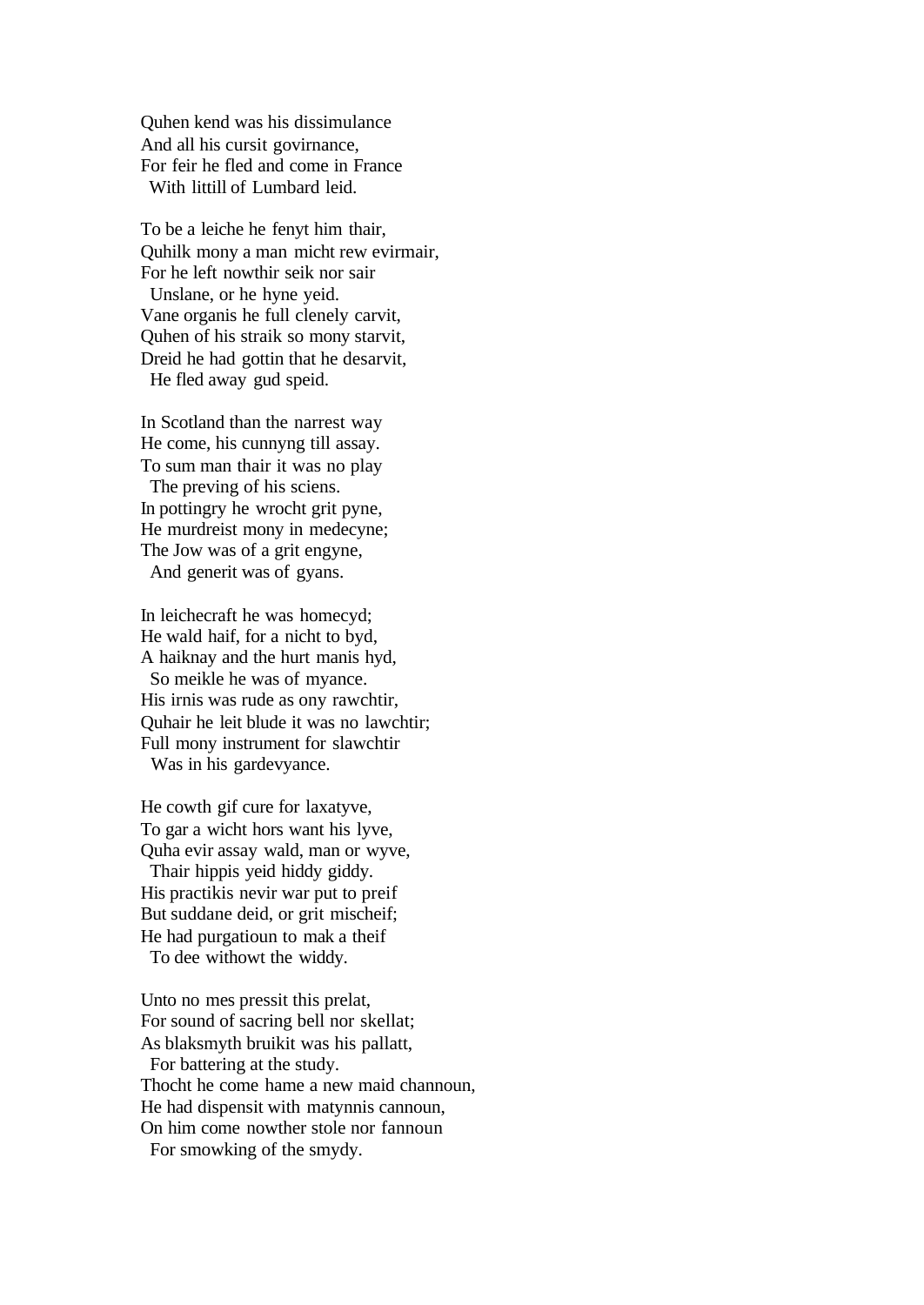Quhen kend was his dissimulance  
And all his cursit govirnance,  
For feir he fled and come in France  
  With littill of Lumbard leid.

To be a leiche he fenyt him thair,  
Quhilk mony a man micht rew evirmair,  
For he left nowthir seik nor sair  
  Unslane, or he hyne yeid.  
Vane organis he full clenely carvit,  
Quhen of his straik so mony starvit,  
Dreid he had gottin that he desarvit,  
  He fled away gud speid.

In Scotland than the narrest way  
He come, his cunnyng till assay.  
To sum man thair it was no play  
  The preving of his sciens.  
In pottingry he wrocht grit pyne,  
He murdreist mony in medecyne;  
The Jow was of a grit engyne,  
  And generit was of gyans.

In leichecraft he was homecyd;  
He wald haif, for a nicht to byd,  
A haiknay and the hurt manis hyd,  
  So meikle he was of myance.  
His irnis was rude as ony rawchtir,  
Quhair he leit blude it was no lawchtir;  
Full mony instrument for slawchtir  
  Was in his gardevyance.

He cowth gif cure for laxatyve,  
To gar a wicht hors want his lyve,  
Quha evir assay wald, man or wyve,  
  Thair hippis yeid hiddy giddy.  
His practikis nevir war put to preif  
But suddane deid, or grit mischeif;  
He had purgatioun to mak a theif  
  To dee withowt the widdy.

Unto no mes pressit this prelat,  
For sound of sacring bell nor skellat;  
As blaksmyth bruikit was his pallatt,  
  For battering at the study.  
Thocht he come hame a new maid channoun,  
He had dispensit with matynnis cannoun,  
On him come nowther stole nor fannoun  
  For smowking of the smydy.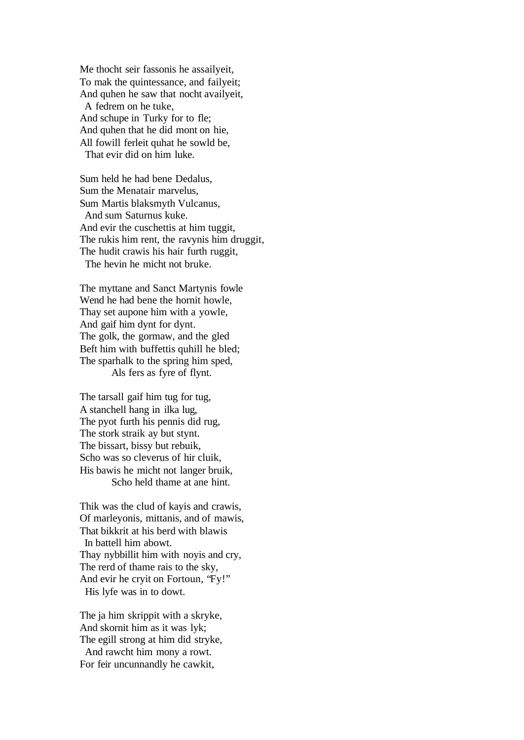Me thocht seir fassonis he assailyeit,
To mak the quintessance, and failyeit;
And quhen he saw that nocht availyeit,
  A fedrem on he tuke,
And schupe in Turky for to fle;
And quhen that he did mont on hie,
All fowill ferleit quhat he sowld be,
  That evir did on him luke.

Sum held he had bene Dedalus,
Sum the Menatair marvelus,
Sum Martis blaksmyth Vulcanus,
  And sum Saturnus kuke.
And evir the cuschettis at him tuggit,
The rukis him rent, the ravynis him druggit,
The hudit crawis his hair furth ruggit,
  The hevin he micht not bruke.

The myttane and Sanct Martynis fowle
Wend he had bene the hornit howle,
Thay set aupone him with a yowle,
And gaif him dynt for dynt.
The golk, the gormaw, and the gled
Beft him with buffettis quhill he bled;
The sparhalk to the spring him sped,
  Als fers as fyre of flynt.

The tarsall gaif him tug for tug,
A stanchell hang in ilka lug,
The pyot furth his pennis did rug,
The stork straik ay but stynt.
The bissart, bissy but rebuik,
Scho was so cleverus of hir cluik,
His bawis he micht not langer bruik,
  Scho held thame at ane hint.

Thik was the clud of kayis and crawis,
Of marleyonis, mittanis, and of mawis,
That bikkrit at his berd with blawis
  In battell him abowt.
Thay nybbillit him with noyis and cry,
The rerd of thame rais to the sky,
And evir he cryit on Fortoun, "Fy!"
  His lyfe was in to dowt.

The ja him skrippit with a skryke,
And skornit him as it was lyk;
The egill strong at him did stryke,
  And rawcht him mony a rowt.
For feir uncunnandly he cawkit,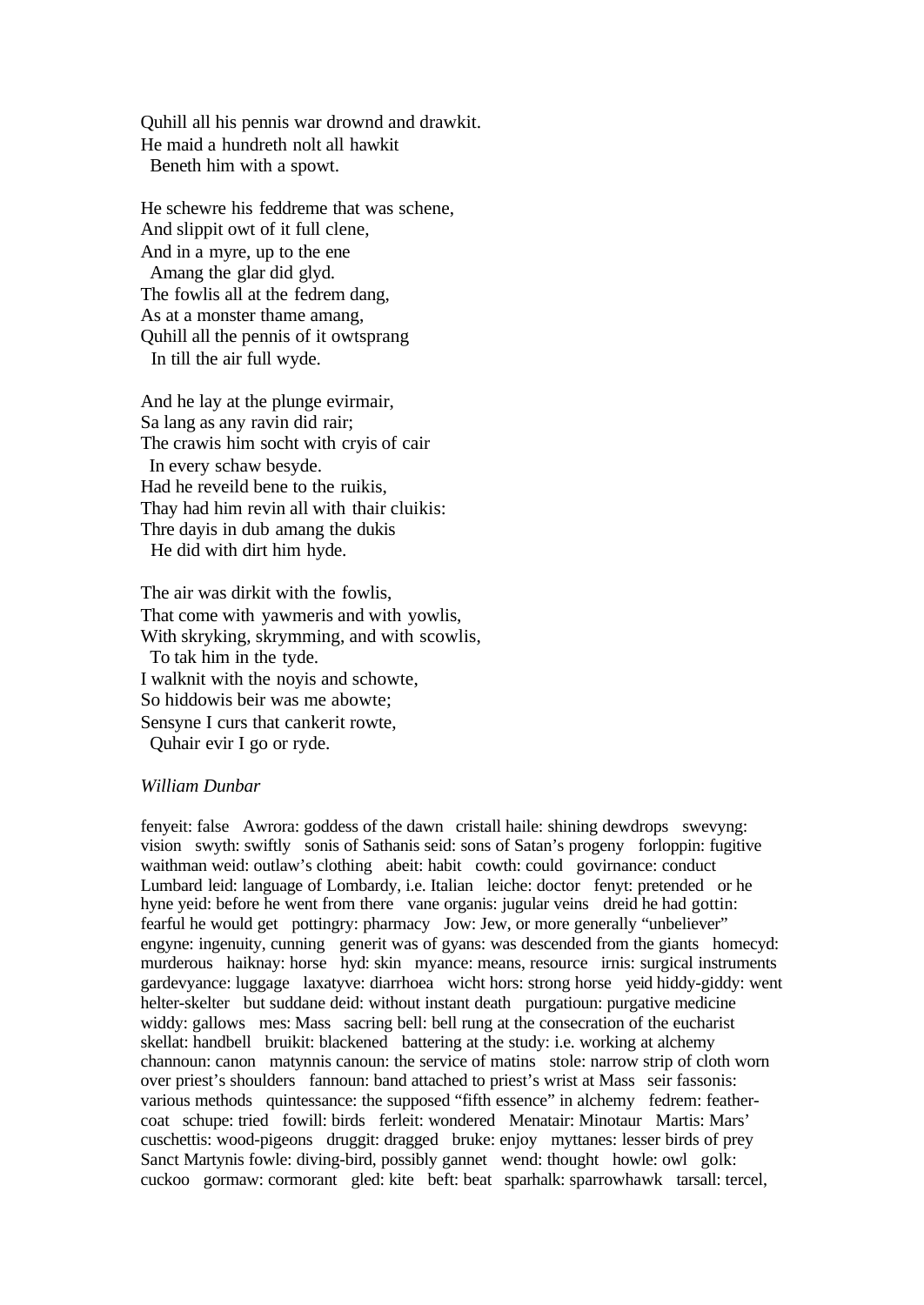Quhill all his pennis war drownd and drawkit.
He maid a hundreth nolt all hawkit
  Beneth him with a spowt.

He schewre his feddreme that was schene,
And slippit owt of it full clene,
And in a myre, up to the ene
  Amang the glar did glyd.
The fowlis all at the fedrem dang,
As at a monster thame amang,
Quhill all the pennis of it owtsprang
  In till the air full wyde.

And he lay at the plunge evirmair,
Sa lang as any ravin did rair;
The crawis him socht with cryis of cair
  In every schaw besyde.
Had he reveild bene to the ruikis,
Thay had him revin all with thair cluikis:
Thre dayis in dub amang the dukis
  He did with dirt him hyde.

The air was dirkit with the fowlis,
That come with yawmeris and with yowlis,
With skryking, skrymming, and with scowlis,
  To tak him in the tyde.
I walknit with the noyis and schowte,
So hiddowis beir was me abowte;
Sensyne I curs that cankerit rowte,
  Quhair evir I go or ryde.

*William Dunbar*

fenyeit: false   Awrora: goddess of the dawn   cristall haile: shining dewdrops   swevyng: vision   swyth: swiftly   sonis of Sathanis seid: sons of Satan's progeny   forloppin: fugitive waithman weid: outlaw's clothing   abeit: habit   cowth: could   govirnance: conduct Lumbard leid: language of Lombardy, i.e. Italian   leiche: doctor   fenyt: pretended   or he hyne yeid: before he went from there   vane organis: jugular veins   dreid he had gottin: fearful he would get   pottingry: pharmacy   Jow: Jew, or more generally "unbeliever" engyne: ingenuity, cunning   generit was of gyans: was descended from the giants   homecyd: murderous   haiknay: horse   hyd: skin   myance: means, resource   irnis: surgical instruments gardevyance: luggage   laxatyve: diarrhoea   wicht hors: strong horse   yeid hiddy-giddy: went helter-skelter   but suddane deid: without instant death   purgatioun: purgative medicine widdy: gallows   mes: Mass   sacring bell: bell rung at the consecration of the eucharist skellat: handbell   bruikit: blackened   battering at the study: i.e. working at alchemy channoun: canon   matynnis canoun: the service of matins   stole: narrow strip of cloth worn over priest's shoulders   fannoun: band attached to priest's wrist at Mass   seir fassonis: various methods   quintessance: the supposed "fifth essence" in alchemy   fedrem: feather-coat   schupe: tried   fowill: birds   ferleit: wondered   Menatair: Minotaur   Martis: Mars' cuschettis: wood-pigeons   druggit: dragged   bruke: enjoy   myttanes: lesser birds of prey Sanct Martynis fowle: diving-bird, possibly gannet   wend: thought   howle: owl   golk: cuckoo   gormaw: cormorant   gled: kite   beft: beat   sparhalk: sparrowhawk   tarsall: tercel,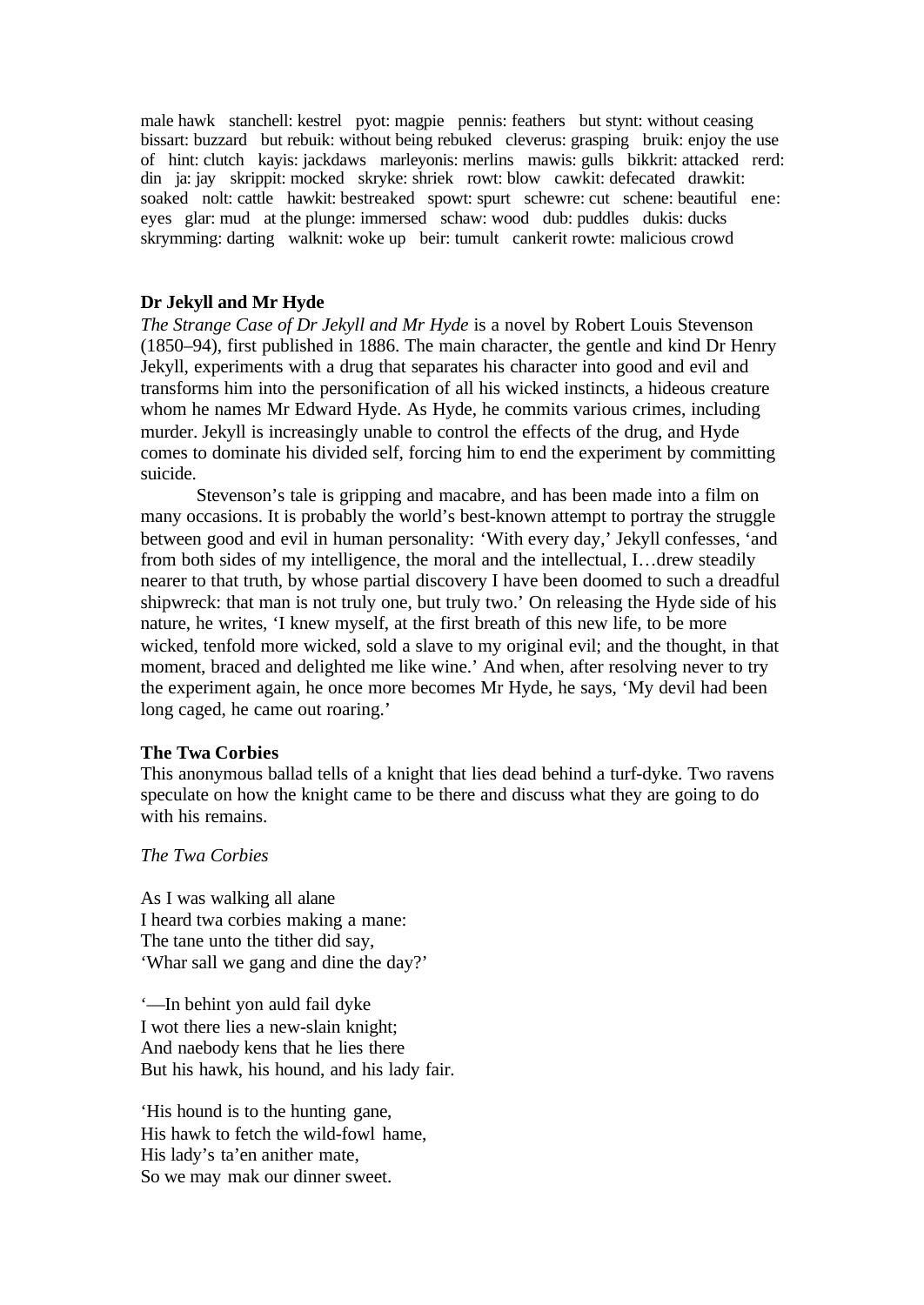male hawk   stanchell: kestrel   pyot: magpie   pennis: feathers   but stynt: without ceasing   bissart: buzzard   but rebuik: without being rebuked   cleverus: grasping   bruik: enjoy the use of   hint: clutch   kayis: jackdaws   marleyonis: merlins   mawis: gulls   bikkrit: attacked   rerd: din   ja: jay   skrippit: mocked   skryke: shriek   rowt: blow   cawkit: defecated   drawkit: soaked   nolt: cattle   hawkit: bestreaked   spowt: spurt   schewre: cut   schene: beautiful   ene: eyes   glar: mud   at the plunge: immersed   schaw: wood   dub: puddles   dukis: ducks   skrymming: darting   walknit: woke up   beir: tumult   cankerit rowte: malicious crowd

**Dr Jekyll and Mr Hyde**

*The Strange Case of Dr Jekyll and Mr Hyde* is a novel by Robert Louis Stevenson (1850–94), first published in 1886. The main character, the gentle and kind Dr Henry Jekyll, experiments with a drug that separates his character into good and evil and transforms him into the personification of all his wicked instincts, a hideous creature whom he names Mr Edward Hyde. As Hyde, he commits various crimes, including murder. Jekyll is increasingly unable to control the effects of the drug, and Hyde comes to dominate his divided self, forcing him to end the experiment by committing suicide.

Stevenson's tale is gripping and macabre, and has been made into a film on many occasions. It is probably the world's best-known attempt to portray the struggle between good and evil in human personality: 'With every day,' Jekyll confesses, 'and from both sides of my intelligence, the moral and the intellectual, I…drew steadily nearer to that truth, by whose partial discovery I have been doomed to such a dreadful shipwreck: that man is not truly one, but truly two.' On releasing the Hyde side of his nature, he writes, 'I knew myself, at the first breath of this new life, to be more wicked, tenfold more wicked, sold a slave to my original evil; and the thought, in that moment, braced and delighted me like wine.' And when, after resolving never to try the experiment again, he once more becomes Mr Hyde, he says, 'My devil had been long caged, he came out roaring.'

**The Twa Corbies**

This anonymous ballad tells of a knight that lies dead behind a turf-dyke. Two ravens speculate on how the knight came to be there and discuss what they are going to do with his remains.

*The Twa Corbies*

As I was walking all alane
I heard twa corbies making a mane:
The tane unto the tither did say,
'Whar sall we gang and dine the day?'

'—In behint yon auld fail dyke
I wot there lies a new-slain knight;
And naebody kens that he lies there
But his hawk, his hound, and his lady fair.

'His hound is to the hunting gane,
His hawk to fetch the wild-fowl hame,
His lady's ta'en anither mate,
So we may mak our dinner sweet.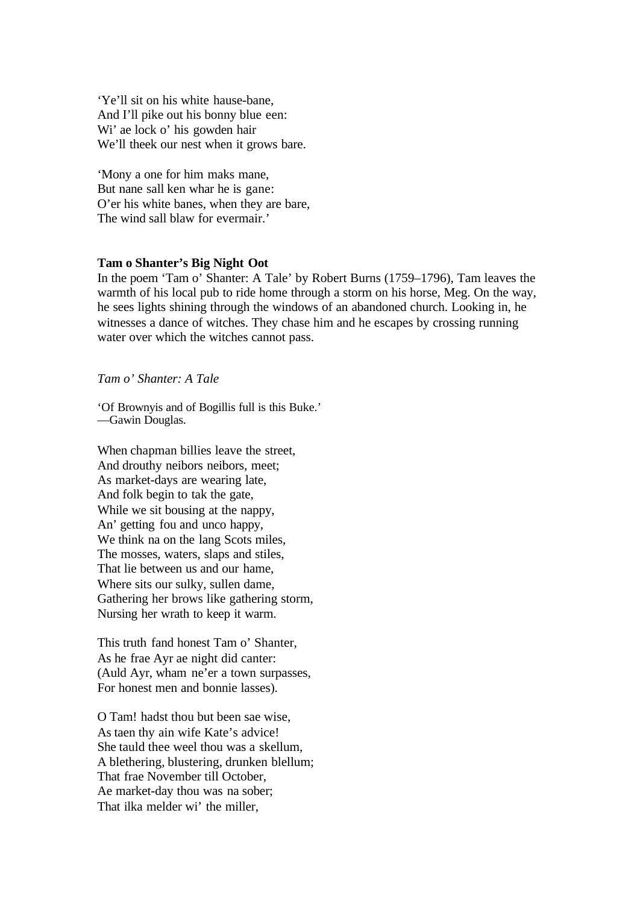'Ye'll sit on his white hause-bane,
And I'll pike out his bonny blue een:
Wi' ae lock o' his gowden hair
We'll theek our nest when it grows bare.

'Mony a one for him maks mane,
But nane sall ken whar he is gane:
O'er his white banes, when they are bare,
The wind sall blaw for evermair.'

**Tam o Shanter's Big Night Oot**

In the poem 'Tam o' Shanter: A Tale' by Robert Burns (1759–1796), Tam leaves the warmth of his local pub to ride home through a storm on his horse, Meg. On the way, he sees lights shining through the windows of an abandoned church. Looking in, he witnesses a dance of witches. They chase him and he escapes by crossing running water over which the witches cannot pass.

*Tam o' Shanter: A Tale*

'Of Brownyis and of Bogillis full is this Buke.'
—Gawin Douglas.

When chapman billies leave the street,
And drouthy neibors neibors, meet;
As market-days are wearing late,
And folk begin to tak the gate,
While we sit bousing at the nappy,
An' getting fou and unco happy,
We think na on the lang Scots miles,
The mosses, waters, slaps and stiles,
That lie between us and our hame,
Where sits our sulky, sullen dame,
Gathering her brows like gathering storm,
Nursing her wrath to keep it warm.

This truth fand honest Tam o' Shanter,
As he frae Ayr ae night did canter:
(Auld Ayr, wham ne'er a town surpasses,
For honest men and bonnie lasses).

O Tam! hadst thou but been sae wise,
As taen thy ain wife Kate's advice!
She tauld thee weel thou was a skellum,
A blethering, blustering, drunken blellum;
That frae November till October,
Ae market-day thou was na sober;
That ilka melder wi' the miller,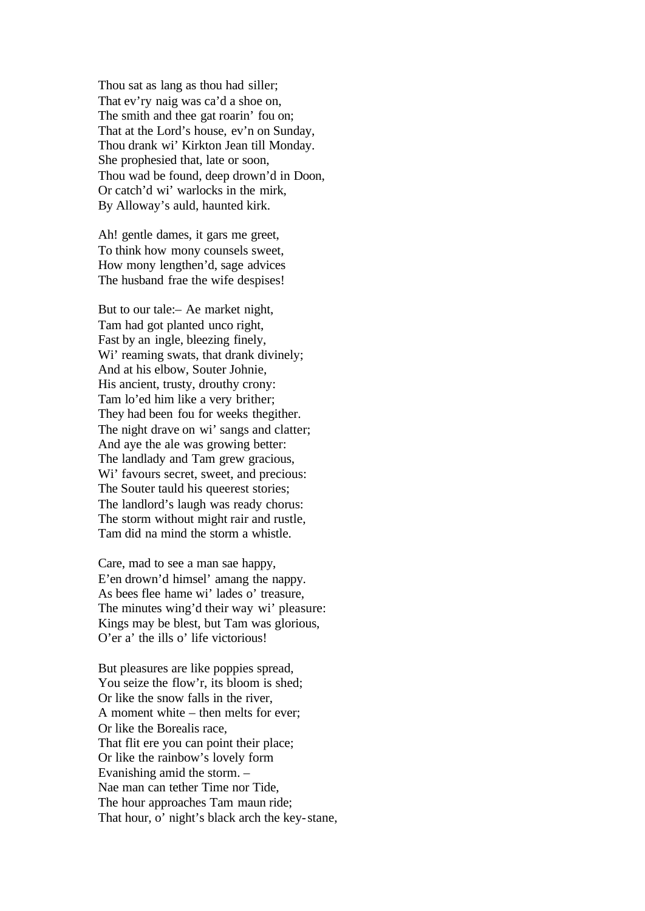Thou sat as lang as thou had siller;  
That ev'ry naig was ca'd a shoe on,  
The smith and thee gat roarin' fou on;  
That at the Lord's house, ev'n on Sunday,  
Thou drank wi' Kirkton Jean till Monday.  
She prophesied that, late or soon,  
Thou wad be found, deep drown'd in Doon,  
Or catch'd wi' warlocks in the mirk,  
By Alloway's auld, haunted kirk.

Ah! gentle dames, it gars me greet,  
To think how mony counsels sweet,  
How mony lengthen'd, sage advices  
The husband frae the wife despises!

But to our tale:– Ae market night,  
Tam had got planted unco right,  
Fast by an ingle, bleezing finely,  
Wi' reaming swats, that drank divinely;  
And at his elbow, Souter Johnie,  
His ancient, trusty, drouthy crony:  
Tam lo'ed him like a very brither;  
They had been fou for weeks thegither.  
The night drave on wi' sangs and clatter;  
And aye the ale was growing better:  
The landlady and Tam grew gracious,  
Wi' favours secret, sweet, and precious:  
The Souter tauld his queerest stories;  
The landlord's laugh was ready chorus:  
The storm without might rair and rustle,  
Tam did na mind the storm a whistle.

Care, mad to see a man sae happy,  
E'en drown'd himsel' amang the nappy.  
As bees flee hame wi' lades o' treasure,  
The minutes wing'd their way wi' pleasure:  
Kings may be blest, but Tam was glorious,  
O'er a' the ills o' life victorious!

But pleasures are like poppies spread,  
You seize the flow'r, its bloom is shed;  
Or like the snow falls in the river,  
A moment white – then melts for ever;  
Or like the Borealis race,  
That flit ere you can point their place;  
Or like the rainbow's lovely form  
Evanishing amid the storm. –  
Nae man can tether Time nor Tide,  
The hour approaches Tam maun ride;  
That hour, o' night's black arch the key-stane,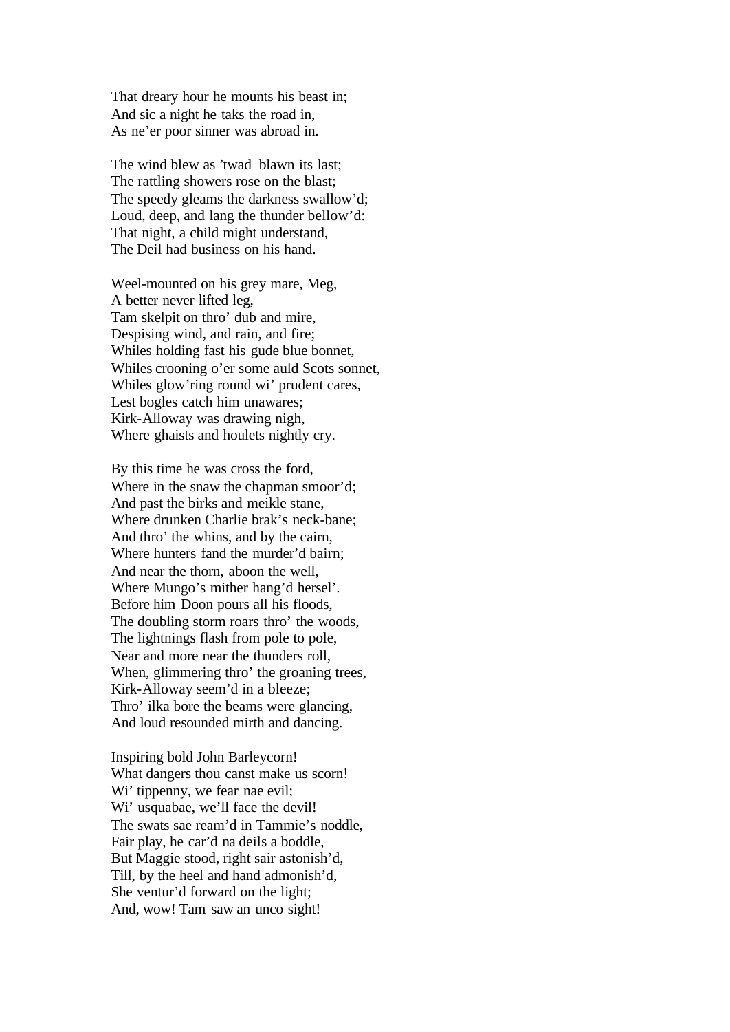That dreary hour he mounts his beast in;  
And sic a night he taks the road in,  
As ne'er poor sinner was abroad in.

The wind blew as 'twad blawn its last;  
The rattling showers rose on the blast;  
The speedy gleams the darkness swallow'd;  
Loud, deep, and lang the thunder bellow'd:  
That night, a child might understand,  
The Deil had business on his hand.

Weel-mounted on his grey mare, Meg,  
A better never lifted leg,  
Tam skelpit on thro' dub and mire,  
Despising wind, and rain, and fire;  
Whiles holding fast his gude blue bonnet,  
Whiles crooning o'er some auld Scots sonnet,  
Whiles glow'ring round wi' prudent cares,  
Lest bogles catch him unawares;  
Kirk-Alloway was drawing nigh,  
Where ghaists and houlets nightly cry.

By this time he was cross the ford,  
Where in the snaw the chapman smoor'd;  
And past the birks and meikle stane,  
Where drunken Charlie brak's neck-bane;  
And thro' the whins, and by the cairn,  
Where hunters fand the murder'd bairn;  
And near the thorn, aboon the well,  
Where Mungo's mither hang'd hersel'.  
Before him Doon pours all his floods,  
The doubling storm roars thro' the woods,  
The lightnings flash from pole to pole,  
Near and more near the thunders roll,  
When, glimmering thro' the groaning trees,  
Kirk-Alloway seem'd in a bleeze;  
Thro' ilka bore the beams were glancing,  
And loud resounded mirth and dancing.

Inspiring bold John Barleycorn!  
What dangers thou canst make us scorn!  
Wi' tippenny, we fear nae evil;  
Wi' usquabae, we'll face the devil!  
The swats sae ream'd in Tammie's noddle,  
Fair play, he car'd na deils a boddle,  
But Maggie stood, right sair astonish'd,  
Till, by the heel and hand admonish'd,  
She ventur'd forward on the light;  
And, wow! Tam saw an unco sight!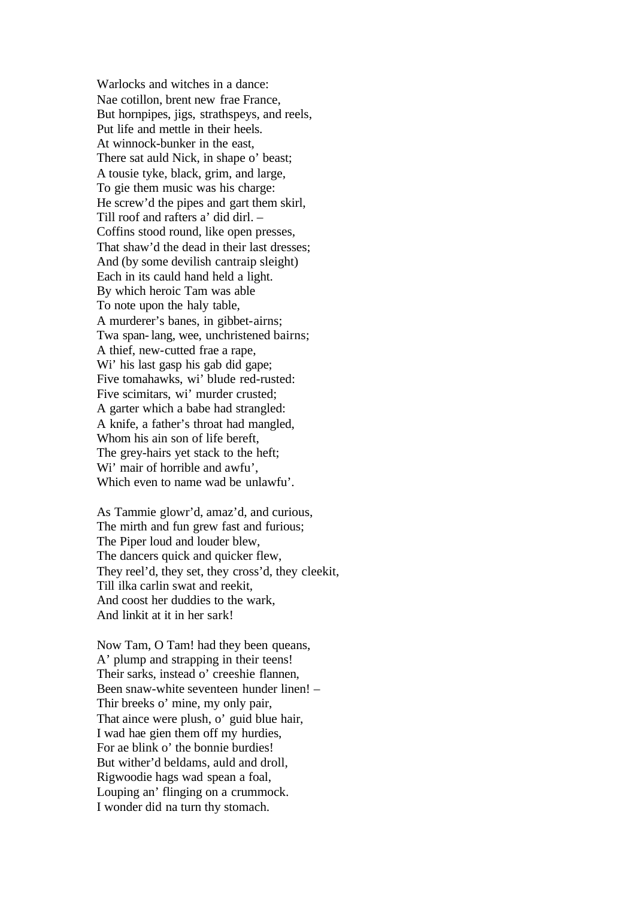Warlocks and witches in a dance:
Nae cotillon, brent new frae France,
But hornpipes, jigs, strathspeys, and reels,
Put life and mettle in their heels.
At winnock-bunker in the east,
There sat auld Nick, in shape o' beast;
A tousie tyke, black, grim, and large,
To gie them music was his charge:
He screw'd the pipes and gart them skirl,
Till roof and rafters a' did dirl. –
Coffins stood round, like open presses,
That shaw'd the dead in their last dresses;
And (by some devilish cantraip sleight)
Each in its cauld hand held a light.
By which heroic Tam was able
To note upon the haly table,
A murderer's banes, in gibbet-airns;
Twa span-lang, wee, unchristened bairns;
A thief, new-cutted frae a rape,
Wi' his last gasp his gab did gape;
Five tomahawks, wi' blude red-rusted:
Five scimitars, wi' murder crusted;
A garter which a babe had strangled:
A knife, a father's throat had mangled,
Whom his ain son of life bereft,
The grey-hairs yet stack to the heft;
Wi' mair of horrible and awfu',
Which even to name wad be unlawfu'.

As Tammie glowr'd, amaz'd, and curious,
The mirth and fun grew fast and furious;
The Piper loud and louder blew,
The dancers quick and quicker flew,
They reel'd, they set, they cross'd, they cleekit,
Till ilka carlin swat and reekit,
And coost her duddies to the wark,
And linkit at it in her sark!

Now Tam, O Tam! had they been queans,
A' plump and strapping in their teens!
Their sarks, instead o' creeshie flannen,
Been snaw-white seventeen hunder linen! –
Thir breeks o' mine, my only pair,
That aince were plush, o' guid blue hair,
I wad hae gien them off my hurdies,
For ae blink o' the bonnie burdies!
But wither'd beldams, auld and droll,
Rigwoodie hags wad spean a foal,
Louping an' flinging on a crummock.
I wonder did na turn thy stomach.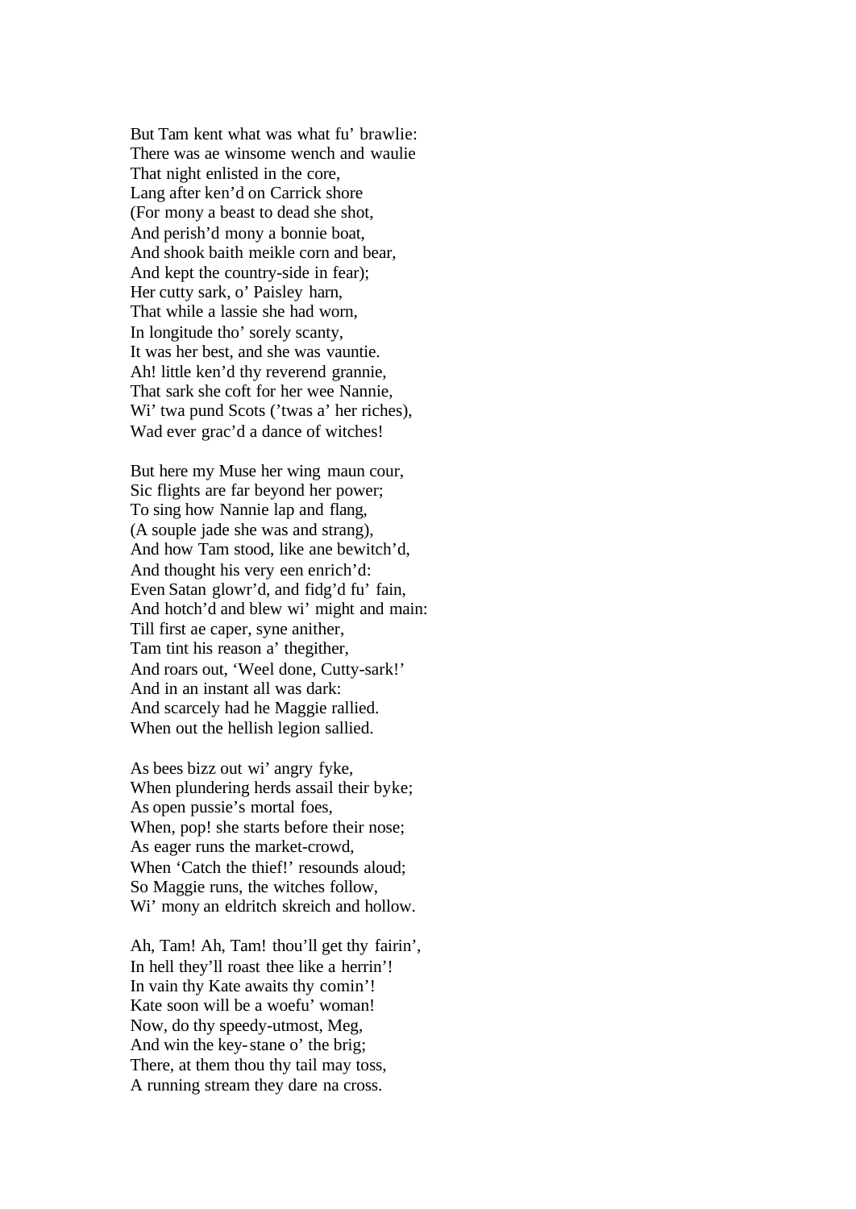But Tam kent what was what fu' brawlie:
There was ae winsome wench and waulie
That night enlisted in the core,
Lang after ken'd on Carrick shore
(For mony a beast to dead she shot,
And perish'd mony a bonnie boat,
And shook baith meikle corn and bear,
And kept the country-side in fear);
Her cutty sark, o' Paisley harn,
That while a lassie she had worn,
In longitude tho' sorely scanty,
It was her best, and she was vauntie.
Ah! little ken'd thy reverend grannie,
That sark she coft for her wee Nannie,
Wi' twa pund Scots ('twas a' her riches),
Wad ever grac'd a dance of witches!

But here my Muse her wing maun cour,
Sic flights are far beyond her power;
To sing how Nannie lap and flang,
(A souple jade she was and strang),
And how Tam stood, like ane bewitch'd,
And thought his very een enrich'd:
Even Satan glowr'd, and fidg'd fu' fain,
And hotch'd and blew wi' might and main:
Till first ae caper, syne anither,
Tam tint his reason a' thegither,
And roars out, 'Weel done, Cutty-sark!'
And in an instant all was dark:
And scarcely had he Maggie rallied.
When out the hellish legion sallied.

As bees bizz out wi' angry fyke,
When plundering herds assail their byke;
As open pussie's mortal foes,
When, pop! she starts before their nose;
As eager runs the market-crowd,
When 'Catch the thief!' resounds aloud;
So Maggie runs, the witches follow,
Wi' mony an eldritch skreich and hollow.

Ah, Tam! Ah, Tam! thou'll get thy fairin',
In hell they'll roast thee like a herrin'!
In vain thy Kate awaits thy comin'!
Kate soon will be a woefu' woman!
Now, do thy speedy-utmost, Meg,
And win the key-stane o' the brig;
There, at them thou thy tail may toss,
A running stream they dare na cross.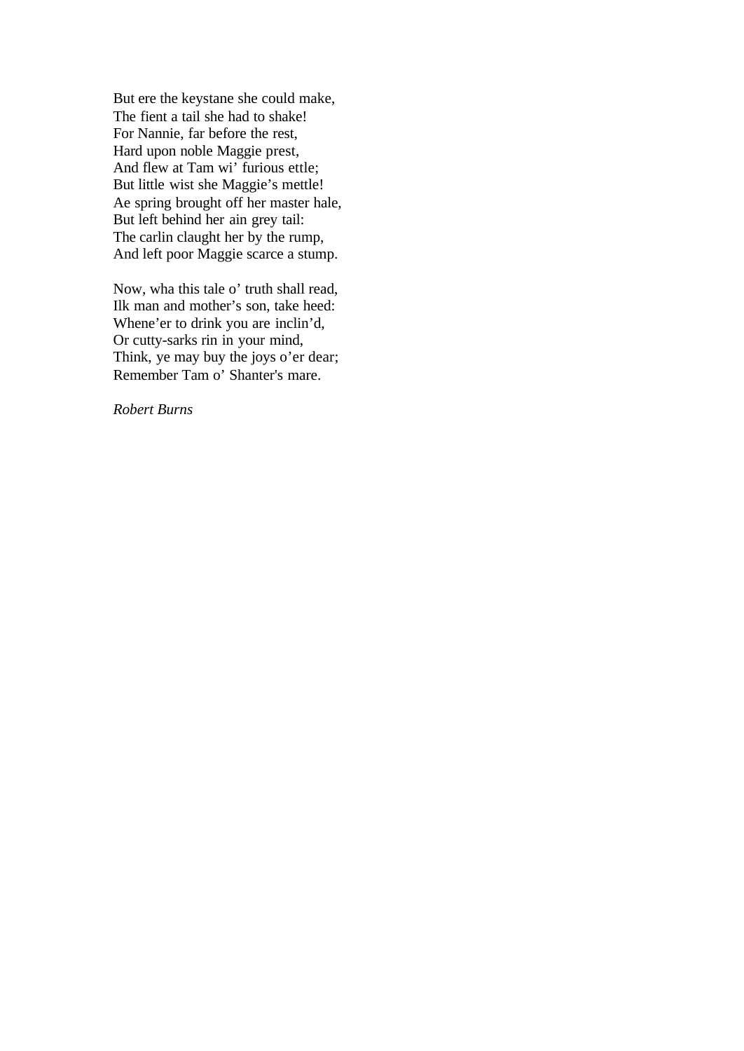But ere the keystane she could make,  
The fient a tail she had to shake!  
For Nannie, far before the rest,  
Hard upon noble Maggie prest,  
And flew at Tam wi’ furious ettle;  
But little wist she Maggie’s mettle!  
Ae spring brought off her master hale,  
But left behind her ain grey tail:  
The carlin claught her by the rump,  
And left poor Maggie scarce a stump.

Now, wha this tale o’ truth shall read,  
Ilk man and mother’s son, take heed:  
Whene’er to drink you are inclin’d,  
Or cutty-sarks rin in your mind,  
Think, ye may buy the joys o’er dear;  
Remember Tam o’ Shanter's mare.

*Robert Burns*